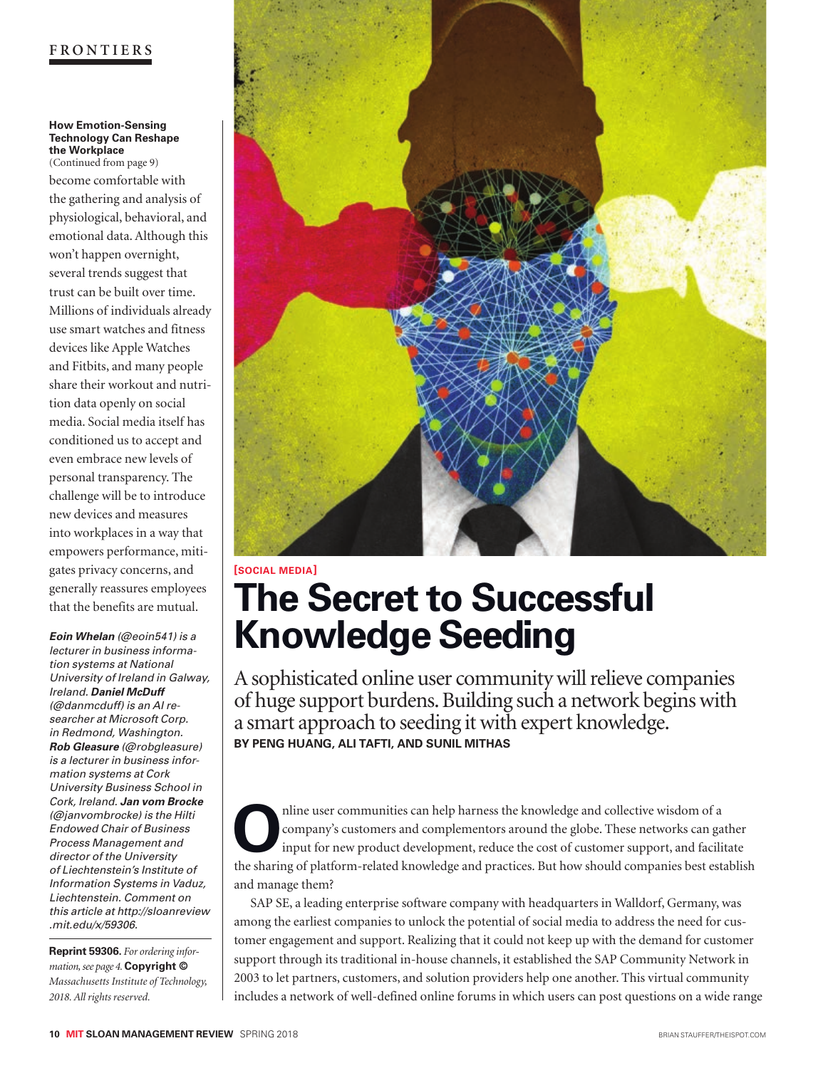FRONTIERS

**How Emotion-Sensing Technology Can Reshape the Workplace**
(Continued from page 9)

become comfortable with the gathering and analysis of physiological, behavioral, and emotional data. Although this won't happen overnight, several trends suggest that trust can be built over time. Millions of individuals already use smart watches and fitness devices like Apple Watches and Fitbits, and many people share their workout and nutrition data openly on social media. Social media itself has conditioned us to accept and even embrace new levels of personal transparency. The challenge will be to introduce new devices and measures into workplaces in a way that empowers performance, mitigates privacy concerns, and generally reassures employees that the benefits are mutual.

***Eoin Whelan*** *(@eoin541) is a lecturer in business information systems at National University of Ireland in Galway, Ireland.* ***Daniel McDuff*** *(@danmcduff) is an AI researcher at Microsoft Corp. in Redmond, Washington.* ***Rob Gleasure*** *(@robgleasure) is a lecturer in business information systems at Cork University Business School in Cork, Ireland.* ***Jan vom Brocke*** *(@janvombrocke) is the Hilti Endowed Chair of Business Process Management and director of the University of Liechtenstein's Institute of Information Systems in Vaduz, Liechtenstein. Comment on this article at http://sloanreview.mit.edu/x/59306.*

**Reprint 59306.** *For ordering information, see page 4.* **Copyright ©** *Massachusetts Institute of Technology, 2018. All rights reserved.*

[SOCIAL MEDIA]

# The Secret to Successful Knowledge Seeding

A sophisticated online user community will relieve companies of huge support burdens. Building such a network begins with a smart approach to seeding it with expert knowledge.

**BY PENG HUANG, ALI TAFTI, AND SUNIL MITHAS**

Online user communities can help harness the knowledge and collective wisdom of a company's customers and complementors around the globe. These networks can gather input for new product development, reduce the cost of customer support, and facilitate the sharing of platform-related knowledge and practices. But how should companies best establish and manage them?

SAP SE, a leading enterprise software company with headquarters in Walldorf, Germany, was among the earliest companies to unlock the potential of social media to address the need for customer engagement and support. Realizing that it could not keep up with the demand for customer support through its traditional in-house channels, it established the SAP Community Network in 2003 to let partners, customers, and solution providers help one another. This virtual community includes a network of well-defined online forums in which users can post questions on a wide range

BRIAN STAUFFER/THEISPOT.COM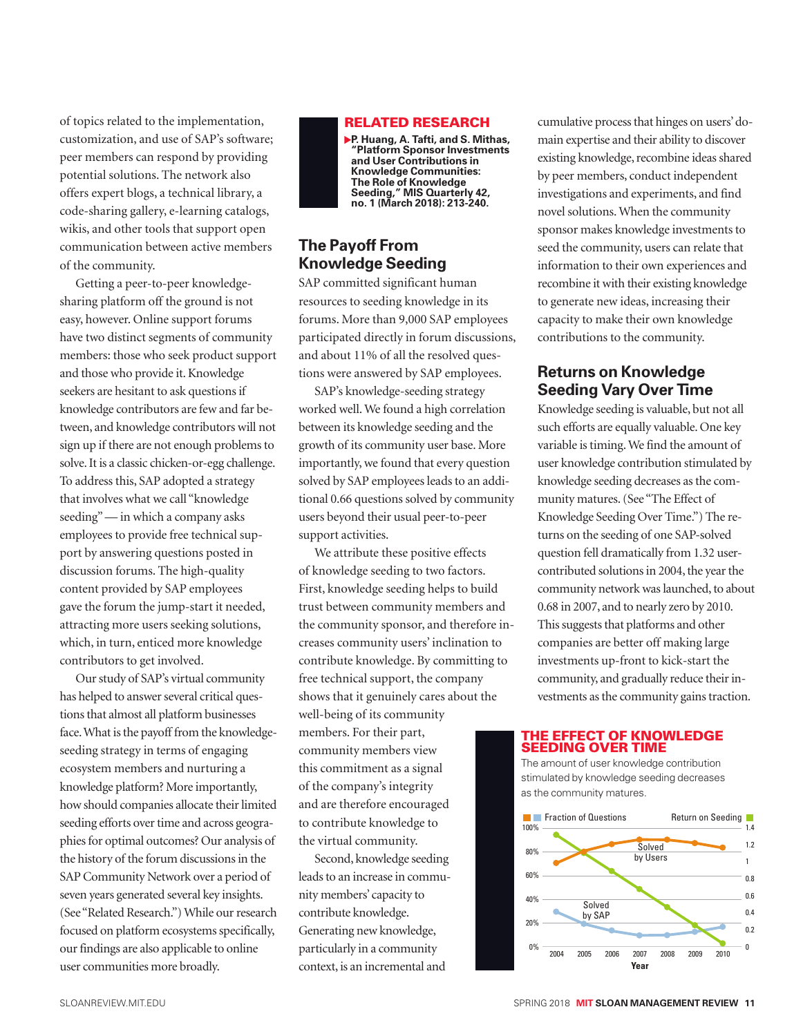of topics related to the implementation, customization, and use of SAP's software; peer members can respond by providing potential solutions. The network also offers expert blogs, a technical library, a code-sharing gallery, e-learning catalogs, wikis, and other tools that support open communication between active members of the community.

Getting a peer-to-peer knowledge-sharing platform off the ground is not easy, however. Online support forums have two distinct segments of community members: those who seek product support and those who provide it. Knowledge seekers are hesitant to ask questions if knowledge contributors are few and far between, and knowledge contributors will not sign up if there are not enough problems to solve. It is a classic chicken-or-egg challenge. To address this, SAP adopted a strategy that involves what we call "knowledge seeding" — in which a company asks employees to provide free technical support by answering questions posted in discussion forums. The high-quality content provided by SAP employees gave the forum the jump-start it needed, attracting more users seeking solutions, which, in turn, enticed more knowledge contributors to get involved.

Our study of SAP's virtual community has helped to answer several critical questions that almost all platform businesses face. What is the payoff from the knowledge-seeding strategy in terms of engaging ecosystem members and nurturing a knowledge platform? More importantly, how should companies allocate their limited seeding efforts over time and across geographies for optimal outcomes? Our analysis of the history of the forum discussions in the SAP Community Network over a period of seven years generated several key insights. (See "Related Research.") While our research focused on platform ecosystems specifically, our findings are also applicable to online user communities more broadly.

**RELATED RESEARCH**

- **P. Huang, A. Tafti, and S. Mithas, "Platform Sponsor Investments and User Contributions in Knowledge Communities: The Role of Knowledge Seeding," MIS Quarterly 42, no. 1 (March 2018): 213-240.**

## The Payoff From Knowledge Seeding

SAP committed significant human resources to seeding knowledge in its forums. More than 9,000 SAP employees participated directly in forum discussions, and about 11% of all the resolved questions were answered by SAP employees.

SAP's knowledge-seeding strategy worked well. We found a high correlation between its knowledge seeding and the growth of its community user base. More importantly, we found that every question solved by SAP employees leads to an additional 0.66 questions solved by community users beyond their usual peer-to-peer support activities.

We attribute these positive effects of knowledge seeding to two factors. First, knowledge seeding helps to build trust between community members and the community sponsor, and therefore increases community users' inclination to contribute knowledge. By committing to free technical support, the company shows that it genuinely cares about the well-being of its community members. For their part, community members view this commitment as a signal of the company's integrity and are therefore encouraged to contribute knowledge to the virtual community.

Second, knowledge seeding leads to an increase in community members' capacity to contribute knowledge. Generating new knowledge, particularly in a community context, is an incremental and cumulative process that hinges on users' domain expertise and their ability to discover existing knowledge, recombine ideas shared by peer members, conduct independent investigations and experiments, and find novel solutions. When the community sponsor makes knowledge investments to seed the community, users can relate that information to their own experiences and recombine it with their existing knowledge to generate new ideas, increasing their capacity to make their own knowledge contributions to the community.

## Returns on Knowledge Seeding Vary Over Time

Knowledge seeding is valuable, but not all such efforts are equally valuable. One key variable is timing. We find the amount of user knowledge contribution stimulated by knowledge seeding decreases as the community matures. (See "The Effect of Knowledge Seeding Over Time.") The returns on the seeding of one SAP-solved question fell dramatically from 1.32 user-contributed solutions in 2004, the year the community network was launched, to about 0.68 in 2007, and to nearly zero by 2010. This suggests that platforms and other companies are better off making large investments up-front to kick-start the community, and gradually reduce their investments as the community gains traction.

**THE EFFECT OF KNOWLEDGE SEEDING OVER TIME**

The amount of user knowledge contribution stimulated by knowledge seeding decreases as the community matures.

[Chart: Fraction of Questions (left axis, 0%–100%: Solved by Users, Solved by SAP) and Return on Seeding (right axis, 0–1.4) by Year, 2004–2010]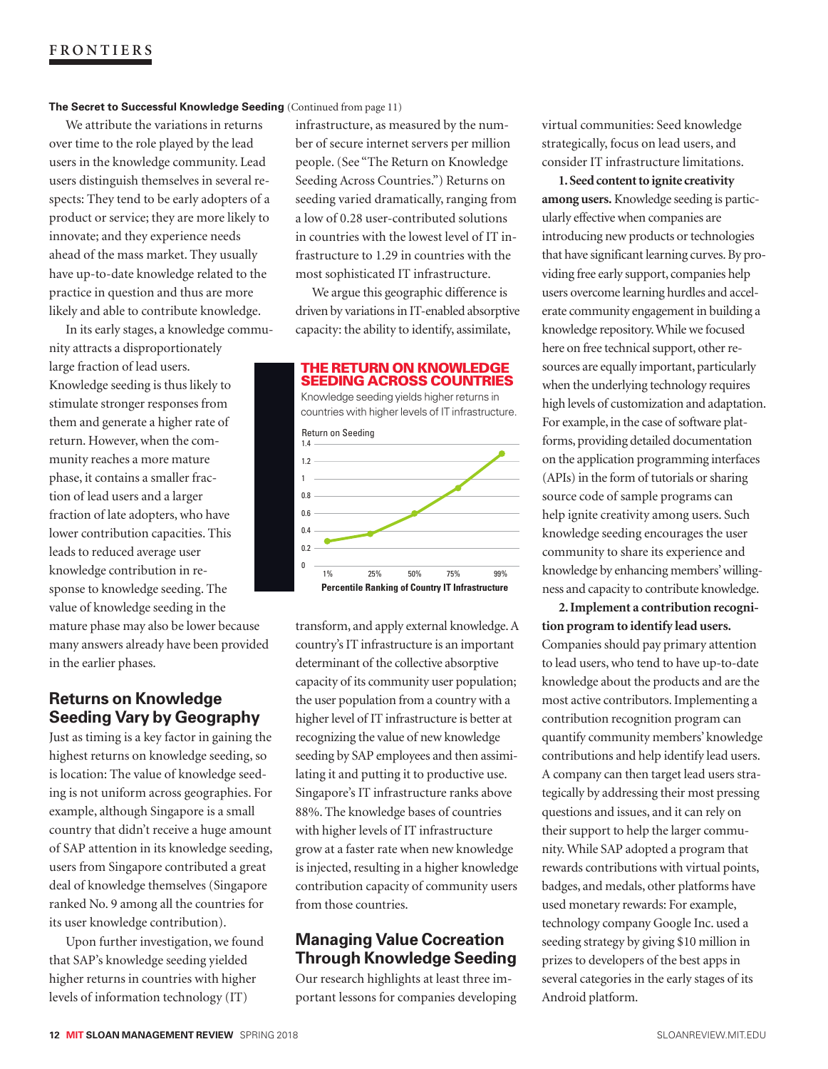**The Secret to Successful Knowledge Seeding** (Continued from page 11)

We attribute the variations in returns over time to the role played by the lead users in the knowledge community. Lead users distinguish themselves in several respects: They tend to be early adopters of a product or service; they are more likely to innovate; and they experience needs ahead of the mass market. They usually have up-to-date knowledge related to the practice in question and thus are more likely and able to contribute knowledge.

In its early stages, a knowledge community attracts a disproportionately large fraction of lead users. Knowledge seeding is thus likely to stimulate stronger responses from them and generate a higher rate of return. However, when the community reaches a more mature phase, it contains a smaller fraction of lead users and a larger fraction of late adopters, who have lower contribution capacities. This leads to reduced average user knowledge contribution in response to knowledge seeding. The value of knowledge seeding in the mature phase may also be lower because many answers already have been provided in the earlier phases.

## Returns on Knowledge Seeding Vary by Geography

Just as timing is a key factor in gaining the highest returns on knowledge seeding, so is location: The value of knowledge seeding is not uniform across geographies. For example, although Singapore is a small country that didn't receive a huge amount of SAP attention in its knowledge seeding, users from Singapore contributed a great deal of knowledge themselves (Singapore ranked No. 9 among all the countries for its user knowledge contribution).

Upon further investigation, we found that SAP's knowledge seeding yielded higher returns in countries with higher levels of information technology (IT) infrastructure, as measured by the number of secure internet servers per million people. (See "The Return on Knowledge Seeding Across Countries.") Returns on seeding varied dramatically, ranging from a low of 0.28 user-contributed solutions in countries with the lowest level of IT infrastructure to 1.29 in countries with the most sophisticated IT infrastructure.

We argue this geographic difference is driven by variations in IT-enabled absorptive capacity: the ability to identify, assimilate, transform, and apply external knowledge. A country's IT infrastructure is an important determinant of the collective absorptive capacity of its community user population; the user population from a country with a higher level of IT infrastructure is better at recognizing the value of new knowledge seeding by SAP employees and then assimilating it and putting it to productive use. Singapore's IT infrastructure ranks above 88%. The knowledge bases of countries with higher levels of IT infrastructure grow at a faster rate when new knowledge is injected, resulting in a higher knowledge contribution capacity of community users from those countries.

**THE RETURN ON KNOWLEDGE SEEDING ACROSS COUNTRIES**

Knowledge seeding yields higher returns in countries with higher levels of IT infrastructure.

| Percentile Ranking of Country IT Infrastructure | 1% | 25% | 50% | 75% | 99% |
|---|---|---|---|---|---|
| Return on Seeding | ~0.28 | ~0.37 | ~0.6 | ~0.9 | ~1.29 |

## Managing Value Cocreation Through Knowledge Seeding

Our research highlights at least three important lessons for companies developing virtual communities: Seed knowledge strategically, focus on lead users, and consider IT infrastructure limitations.

**1. Seed content to ignite creativity among users.** Knowledge seeding is particularly effective when companies are introducing new products or technologies that have significant learning curves. By providing free early support, companies help users overcome learning hurdles and accelerate community engagement in building a knowledge repository. While we focused here on free technical support, other resources are equally important, particularly when the underlying technology requires high levels of customization and adaptation. For example, in the case of software platforms, providing detailed documentation on the application programming interfaces (APIs) in the form of tutorials or sharing source code of sample programs can help ignite creativity among users. Such knowledge seeding encourages the user community to share its experience and knowledge by enhancing members' willingness and capacity to contribute knowledge.

**2. Implement a contribution recognition program to identify lead users.** Companies should pay primary attention to lead users, who tend to have up-to-date knowledge about the products and are the most active contributors. Implementing a contribution recognition program can quantify community members' knowledge contributions and help identify lead users. A company can then target lead users strategically by addressing their most pressing questions and issues, and it can rely on their support to help the larger community. While SAP adopted a program that rewards contributions with virtual points, badges, and medals, other platforms have used monetary rewards: For example, technology company Google Inc. used a seeding strategy by giving $10 million in prizes to developers of the best apps in several categories in the early stages of its Android platform.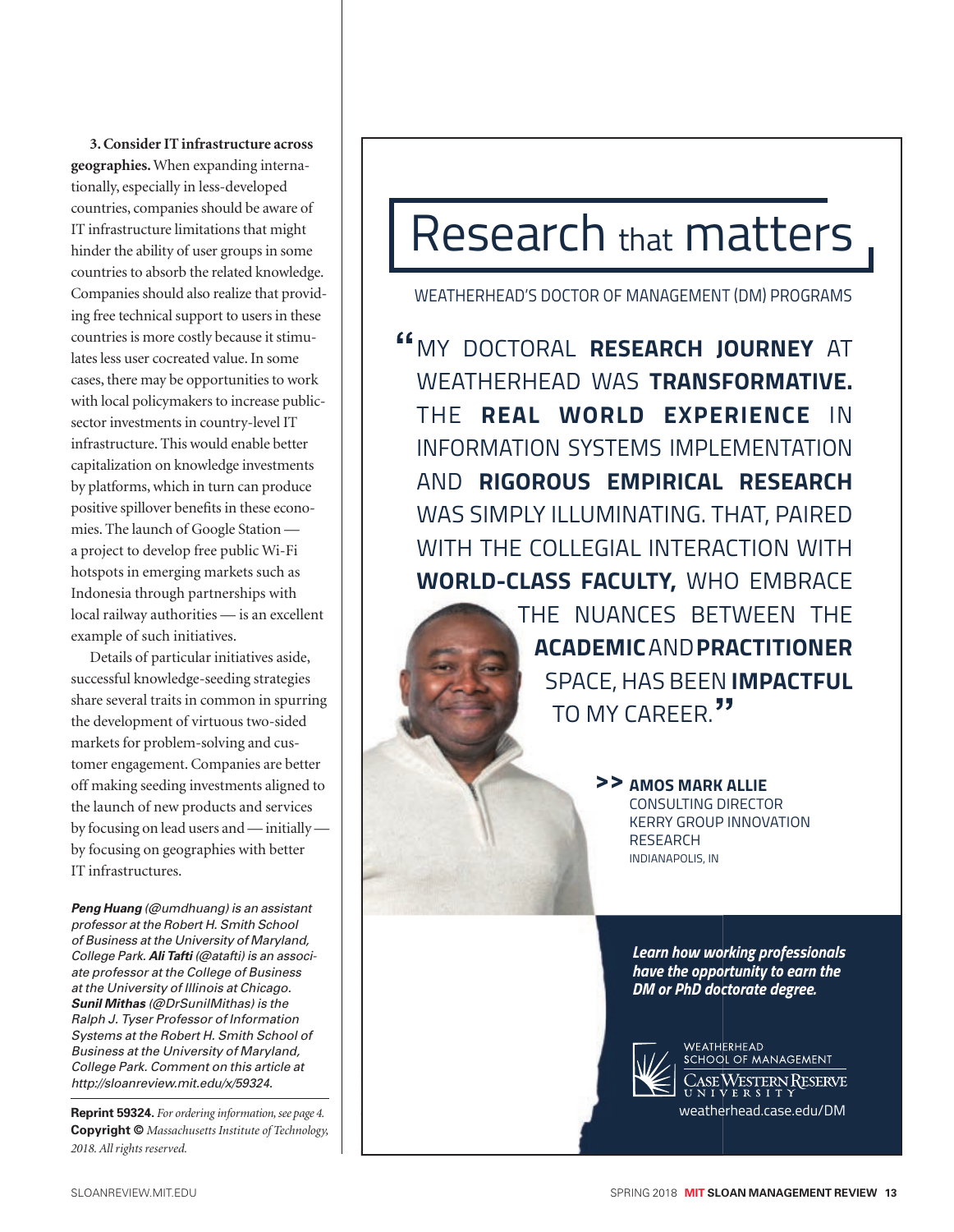**3. Consider IT infrastructure across geographies.** When expanding internationally, especially in less-developed countries, companies should be aware of IT infrastructure limitations that might hinder the ability of user groups in some countries to absorb the related knowledge. Companies should also realize that providing free technical support to users in these countries is more costly because it stimulates less user cocreated value. In some cases, there may be opportunities to work with local policymakers to increase public-sector investments in country-level IT infrastructure. This would enable better capitalization on knowledge investments by platforms, which in turn can produce positive spillover benefits in these economies. The launch of Google Station — a project to develop free public Wi-Fi hotspots in emerging markets such as Indonesia through partnerships with local railway authorities — is an excellent example of such initiatives.

Details of particular initiatives aside, successful knowledge-seeding strategies share several traits in common in spurring the development of virtuous two-sided markets for problem-solving and customer engagement. Companies are better off making seeding investments aligned to the launch of new products and services by focusing on lead users and — initially — by focusing on geographies with better IT infrastructures.

***Peng Huang** (@umdhuang) is an assistant professor at the Robert H. Smith School of Business at the University of Maryland, College Park. **Ali Tafti** (@atafti) is an associate professor at the College of Business at the University of Illinois at Chicago. **Sunil Mithas** (@DrSunilMithas) is the Ralph J. Tyser Professor of Information Systems at the Robert H. Smith School of Business at the University of Maryland, College Park. Comment on this article at http://sloanreview.mit.edu/x/59324.*

**Reprint 59324.** *For ordering information, see page 4.* **Copyright ©** *Massachusetts Institute of Technology, 2018. All rights reserved.*

# Research that matters

WEATHERHEAD'S DOCTOR OF MANAGEMENT (DM) PROGRAMS

"MY DOCTORAL **RESEARCH JOURNEY** AT WEATHERHEAD WAS **TRANSFORMATIVE.** THE **REAL WORLD EXPERIENCE** IN INFORMATION SYSTEMS IMPLEMENTATION AND **RIGOROUS EMPIRICAL RESEARCH** WAS SIMPLY ILLUMINATING. THAT, PAIRED WITH THE COLLEGIAL INTERACTION WITH **WORLD-CLASS FACULTY,** WHO EMBRACE THE NUANCES BETWEEN THE **ACADEMIC** AND **PRACTITIONER** SPACE, HAS BEEN **IMPACTFUL** TO MY CAREER."

>> **AMOS MARK ALLIE**
CONSULTING DIRECTOR
KERRY GROUP INNOVATION RESEARCH
INDIANAPOLIS, IN

***Learn how working professionals have the opportunity to earn the DM or PhD doctorate degree.***

WEATHERHEAD SCHOOL OF MANAGEMENT
CASE WESTERN RESERVE UNIVERSITY
weatherhead.case.edu/DM